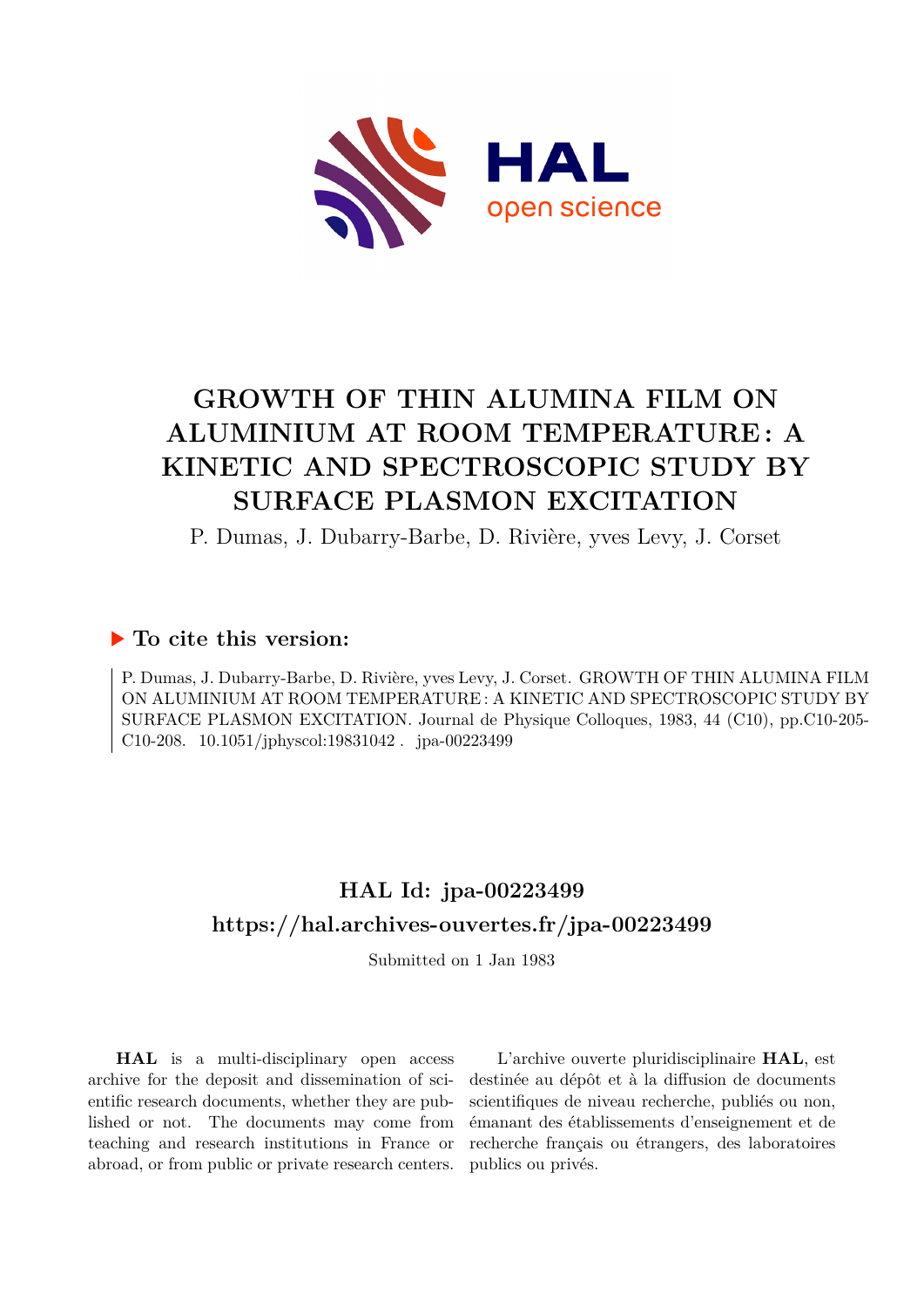# GROWTH OF THIN ALUMINA FILM ON ALUMINIUM AT ROOM TEMPERATURE: A KINETIC AND SPECTROSCOPIC STUDY BY SURFACE PLASMON EXCITATION

P. Dumas, J. Dubarry-Barbe, D. Rivière, yves Levy, J. Corset

## ▶ To cite this version:

P. Dumas, J. Dubarry-Barbe, D. Rivière, yves Levy, J. Corset. GROWTH OF THIN ALUMINA FILM ON ALUMINIUM AT ROOM TEMPERATURE: A KINETIC AND SPECTROSCOPIC STUDY BY SURFACE PLASMON EXCITATION. Journal de Physique Colloques, 1983, 44 (C10), pp.C10-205-C10-208. 10.1051/jphyscol:19831042 . jpa-00223499

## HAL Id: jpa-00223499

## https://hal.archives-ouvertes.fr/jpa-00223499

Submitted on 1 Jan 1983

**HAL** is a multi-disciplinary open access archive for the deposit and dissemination of scientific research documents, whether they are published or not. The documents may come from teaching and research institutions in France or abroad, or from public or private research centers.

L'archive ouverte pluridisciplinaire **HAL**, est destinée au dépôt et à la diffusion de documents scientifiques de niveau recherche, publiés ou non, émanant des établissements d'enseignement et de recherche français ou étrangers, des laboratoires publics ou privés.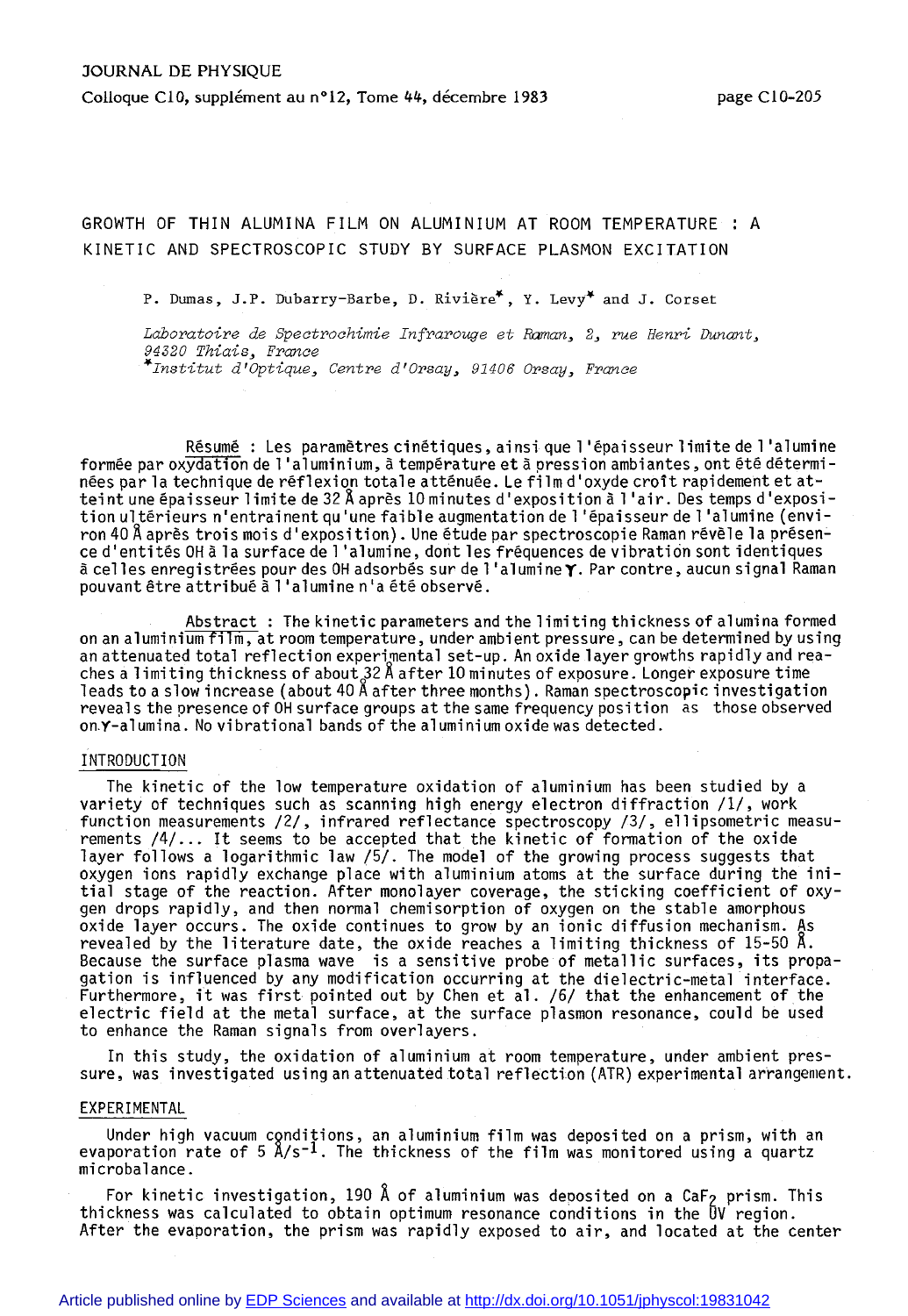# GROWTH OF THIN ALUMINA FILM ON ALUMINIUM AT ROOM TEMPERATURE : A KINETIC AND SPECTROSCOPIC STUDY BY SURFACE PLASMON EXCITATION

P. Dumas, J.P. Dubarry-Barbe, D. Rivière*, Y. Levy* and J. Corset

*Laboratoire de Spectrochimie Infrarouge et Raman, 2, rue Henri Dunant, 94320 Thiais, France*
*\*Institut d'Optique, Centre d'Orsay, 91406 Orsay, France*

Résumé : Les paramètres cinétiques, ainsi que l'épaisseur limite de l'alumine formée par oxydation de l'aluminium, à température et à pression ambiantes, ont été déterminées par la technique de réflexion totale atténuée. Le film d'oxyde croît rapidement et atteint une épaisseur limite de 32 Å après 10 minutes d'exposition à l'air. Des temps d'exposition ultérieurs n'entrainent qu'une faible augmentation de l'épaisseur de l'alumine (environ 40 Å après trois mois d'exposition). Une étude par spectroscopie Raman révèle la présence d'entités OH à la surface de l'alumine, dont les fréquences de vibration sont identiques à celles enregistrées pour des OH adsorbés sur de l'alumine $\gamma$. Par contre, aucun signal Raman pouvant être attribué à l'alumine n'a été observé.

Abstract : The kinetic parameters and the limiting thickness of alumina formed on an aluminium film, at room temperature, under ambient pressure, can be determined by using an attenuated total reflection experimental set-up. An oxide layer growths rapidly and reaches a limiting thickness of about 32 Å after 10 minutes of exposure. Longer exposure time leads to a slow increase (about 40 Å after three months). Raman spectroscopic investigation reveals the presence of OH surface groups at the same frequency position as those observed on $\gamma$-alumina. No vibrational bands of the aluminium oxide was detected.

## INTRODUCTION

The kinetic of the low temperature oxidation of aluminium has been studied by a variety of techniques such as scanning high energy electron diffraction /1/, work function measurements /2/, infrared reflectance spectroscopy /3/, ellipsometric measurements /4/... It seems to be accepted that the kinetic of formation of the oxide layer follows a logarithmic law /5/. The model of the growing process suggests that oxygen ions rapidly exchange place with aluminium atoms at the surface during the initial stage of the reaction. After monolayer coverage, the sticking coefficient of oxygen drops rapidly, and then normal chemisorption of oxygen on the stable amorphous oxide layer occurs. The oxide continues to grow by an ionic diffusion mechanism. As revealed by the literature date, the oxide reaches a limiting thickness of 15-50 Å. Because the surface plasma wave is a sensitive probe of metallic surfaces, its propagation is influenced by any modification occurring at the dielectric-metal interface. Furthermore, it was first pointed out by Chen et al. /6/ that the enhancement of the electric field at the metal surface, at the surface plasmon resonance, could be used to enhance the Raman signals from overlayers.

In this study, the oxidation of aluminium at room temperature, under ambient pressure, was investigated using an attenuated total reflection (ATR) experimental arrangement.

## EXPERIMENTAL

Under high vacuum conditions, an aluminium film was deposited on a prism, with an evaporation rate of 5 $Å/s^{-1}$. The thickness of the film was monitored using a quartz microbalance.

For kinetic investigation, 190 Å of aluminium was deposited on a $CaF_2$ prism. This thickness was calculated to obtain optimum resonance conditions in the UV region. After the evaporation, the prism was rapidly exposed to air, and located at the center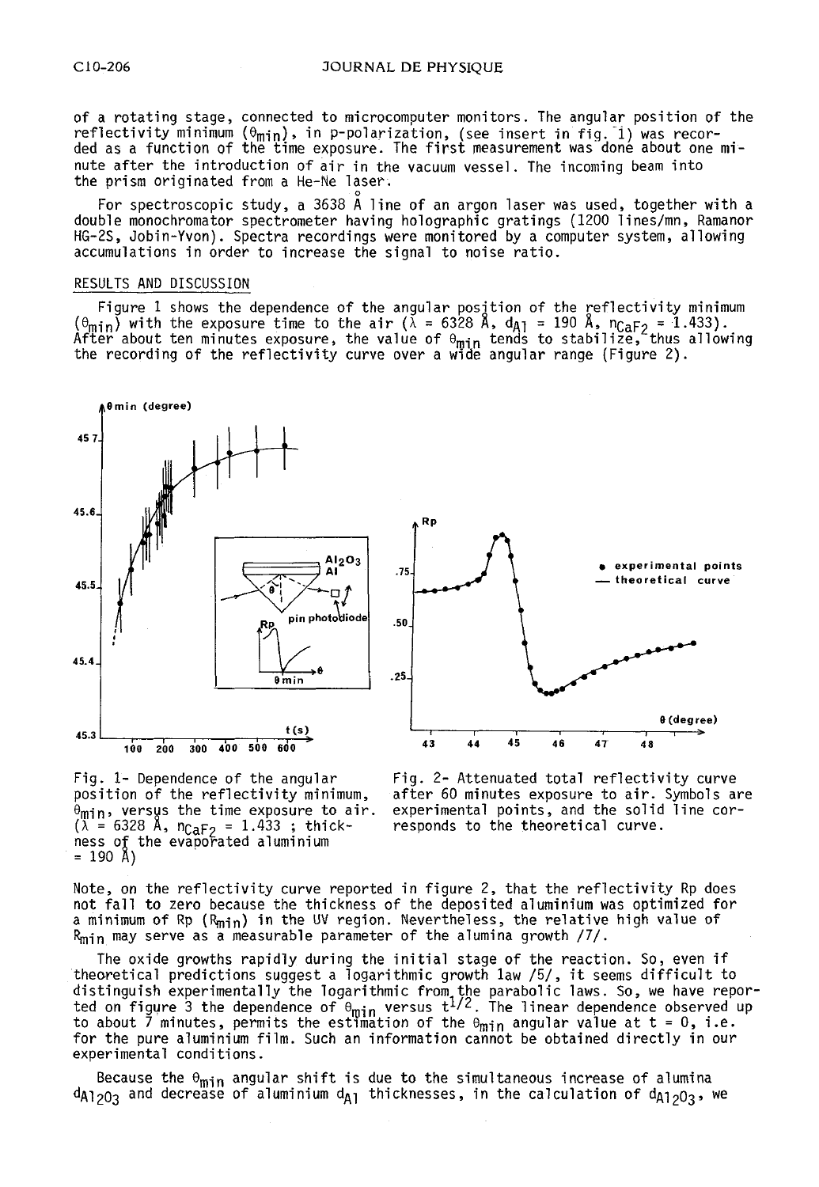of a rotating stage, connected to microcomputer monitors. The angular position of the reflectivity minimum ($\theta_{min}$), in p-polarization, (see insert in fig. 1) was recorded as a function of the time exposure. The first measurement was done about one minute after the introduction of air in the vacuum vessel. The incoming beam into the prism originated from a He-Ne laser.

For spectroscopic study, a 3638 Å line of an argon laser was used, together with a double monochromator spectrometer having holographic gratings (1200 lines/mn, Ramanor HG-2S, Jobin-Yvon). Spectra recordings were monitored by a computer system, allowing accumulations in order to increase the signal to noise ratio.

## RESULTS AND DISCUSSION

Figure 1 shows the dependence of the angular position of the reflectivity minimum ($\theta_{min}$) with the exposure time to the air ($\lambda$ = 6328 Å, $d_{Al}$ = 190 Å, $n_{CaF_2}$ = 1.433). After about ten minutes exposure, the value of $\theta_{min}$ tends to stabilize, thus allowing the recording of the reflectivity curve over a wide angular range (Figure 2).

Fig. 1- Dependence of the angular position of the reflectivity minimum, $\theta_{min}$, versus the time exposure to air. ($\lambda$ = 6328 Å, $n_{CaF_2}$ = 1.433 ; thickness of the evaporated aluminium = 190 Å)

Fig. 2- Attenuated total reflectivity curve after 60 minutes exposure to air. Symbols are experimental points, and the solid line corresponds to the theoretical curve.

Note, on the reflectivity curve reported in figure 2, that the reflectivity Rp does not fall to zero because the thickness of the deposited aluminium was optimized for a minimum of Rp ($R_{min}$) in the UV region. Nevertheless, the relative high value of $R_{min}$ may serve as a measurable parameter of the alumina growth /7/.

The oxide growths rapidly during the initial stage of the reaction. So, even if theoretical predictions suggest a logarithmic growth law /5/, it seems difficult to distinguish experimentally the logarithmic from the parabolic laws. So, we have reported on figure 3 the dependence of $\theta_{min}$ versus $t^{1/2}$. The linear dependence observed up to about 7 minutes, permits the estimation of the $\theta_{min}$ angular value at t = 0, i.e. for the pure aluminium film. Such an information cannot be obtained directly in our experimental conditions.

Because the $\theta_{min}$ angular shift is due to the simultaneous increase of alumina $d_{Al_2O_3}$ and decrease of aluminium $d_{Al}$ thicknesses, in the calculation of $d_{Al_2O_3}$, we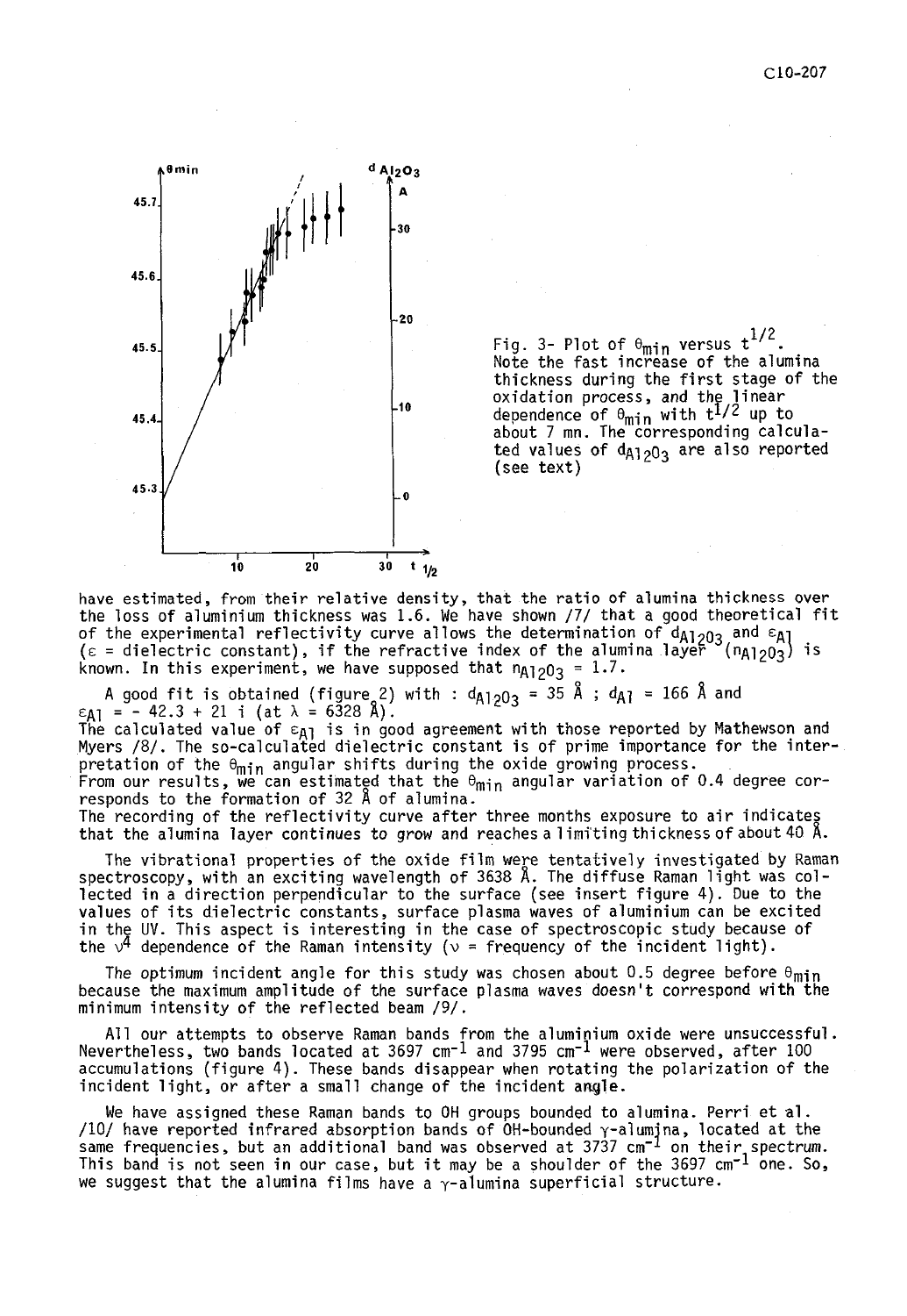Fig. 3- Plot of $\theta_{min}$ versus $t^{1/2}$. Note the fast increase of the alumina thickness during the first stage of the oxidation process, and the linear dependence of $\theta_{min}$ with $t^{1/2}$ up to about 7 mn. The corresponding calculated values of $d_{Al_2O_3}$ are also reported (see text)

have estimated, from their relative density, that the ratio of alumina thickness over the loss of aluminium thickness was 1.6. We have shown /7/ that a good theoretical fit of the experimental reflectivity curve allows the determination of $d_{Al_2O_3}$ and $\varepsilon_{Al}$ ($\varepsilon$ = dielectric constant), if the refractive index of the alumina layer ($n_{Al_2O_3}$) is known. In this experiment, we have supposed that $n_{Al_2O_3} = 1.7$.

A good fit is obtained (figure 2) with : $d_{Al_2O_3} = 35$ Å ; $d_{Al} = 166$ Å and $\varepsilon_{Al} = -42.3 + 21\,i$ (at $\lambda = 6328$ Å).
The calculated value of $\varepsilon_{Al}$ is in good agreement with those reported by Mathewson and Myers /8/. The so-calculated dielectric constant is of prime importance for the interpretation of the $\theta_{min}$ angular shifts during the oxide growing process.
From our results, we can estimated that the $\theta_{min}$ angular variation of 0.4 degree corresponds to the formation of 32 Å of alumina.
The recording of the reflectivity curve after three months exposure to air indicates that the alumina layer continues to grow and reaches a limiting thickness of about 40 Å.

The vibrational properties of the oxide film were tentatively investigated by Raman spectroscopy, with an exciting wavelength of 3638 Å. The diffuse Raman light was collected in a direction perpendicular to the surface (see insert figure 4). Due to the values of its dielectric constants, surface plasma waves of aluminium can be excited in the UV. This aspect is interesting in the case of spectroscopic study because of the $\nu^4$ dependence of the Raman intensity ($\nu$ = frequency of the incident light).

The optimum incident angle for this study was chosen about 0.5 degree before $\theta_{min}$ because the maximum amplitude of the surface plasma waves doesn't correspond with the minimum intensity of the reflected beam /9/.

All our attempts to observe Raman bands from the aluminium oxide were unsuccessful. Nevertheless, two bands located at 3697 $cm^{-1}$ and 3795 $cm^{-1}$ were observed, after 100 accumulations (figure 4). These bands disappear when rotating the polarization of the incident light, or after a small change of the incident angle.

We have assigned these Raman bands to OH groups bounded to alumina. Perri et al. /10/ have reported infrared absorption bands of OH-bounded $\gamma$-alumina, located at the same frequencies, but an additional band was observed at 3737 $cm^{-1}$ on their spectrum. This band is not seen in our case, but it may be a shoulder of the 3697 $cm^{-1}$ one. So, we suggest that the alumina films have a $\gamma$-alumina superficial structure.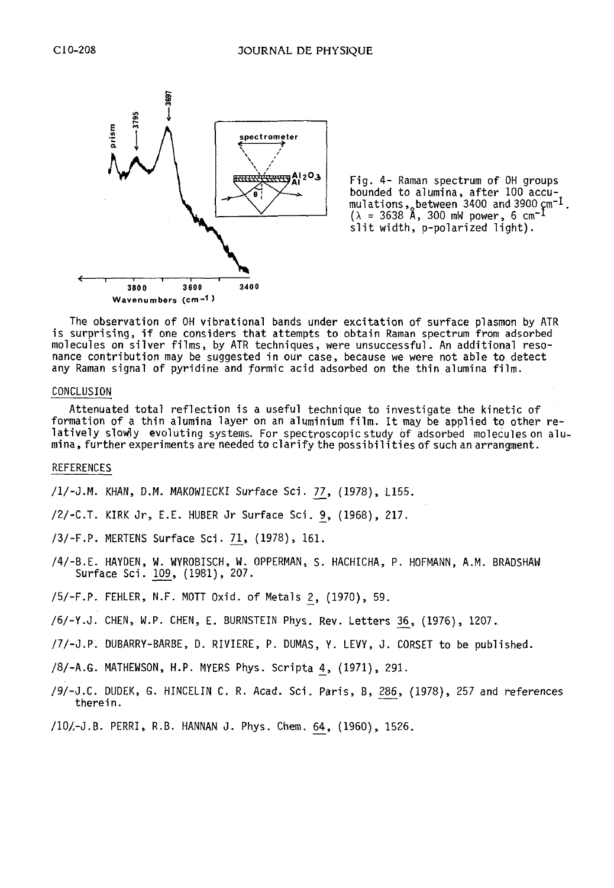prism

3795

3697

spectrometer

$Al_2O_3$

Al

θ

3800

3600

3400

Wavenumbers ($cm^{-1}$)

Fig. 4- Raman spectrum of OH groups bounded to alumina, after 100 accumulations, between 3400 and 3900 $cm^{-1}$. ($\lambda$ = 3638 Å, 300 mW power, 6 $cm^{-1}$ slit width, p-polarized light).

The observation of OH vibrational bands under excitation of surface plasmon by ATR is surprising, if one considers that attempts to obtain Raman spectrum from adsorbed molecules on silver films, by ATR techniques, were unsuccessful. An additional resonance contribution may be suggested in our case, because we were not able to detect any Raman signal of pyridine and formic acid adsorbed on the thin alumina film.

## CONCLUSION

Attenuated total reflection is a useful technique to investigate the kinetic of formation of a thin alumina layer on an aluminium film. It may be applied to other relatively slowly evoluting systems. For spectroscopic study of adsorbed molecules on alumina, further experiments are needed to clarify the possibilities of such an arrangment.

## REFERENCES

/1/-J.M. KHAN, D.M. MAKOWIECKI Surface Sci. 77, (1978), L155.

/2/-C.T. KIRK Jr, E.E. HUBER Jr Surface Sci. 9, (1968), 217.

/3/-F.P. MERTENS Surface Sci. 71, (1978), 161.

/4/-B.E. HAYDEN, W. WYROBISCH, W. OPPERMAN, S. HACHICHA, P. HOFMANN, A.M. BRADSHAW Surface Sci. 109, (1981), 207.

/5/-F.P. FEHLER, N.F. MOTT Oxid. of Metals 2, (1970), 59.

/6/-Y.J. CHEN, W.P. CHEN, E. BURNSTEIN Phys. Rev. Letters 36, (1976), 1207.

/7/-J.P. DUBARRY-BARBE, D. RIVIERE, P. DUMAS, Y. LEVY, J. CORSET to be published.

/8/-A.G. MATHEWSON, H.P. MYERS Phys. Scripta 4, (1971), 291.

/9/-J.C. DUDEK, G. HINCELIN C. R. Acad. Sci. Paris, B, 286, (1978), 257 and references therein.

/10/-J.B. PERRI, R.B. HANNAN J. Phys. Chem. 64, (1960), 1526.